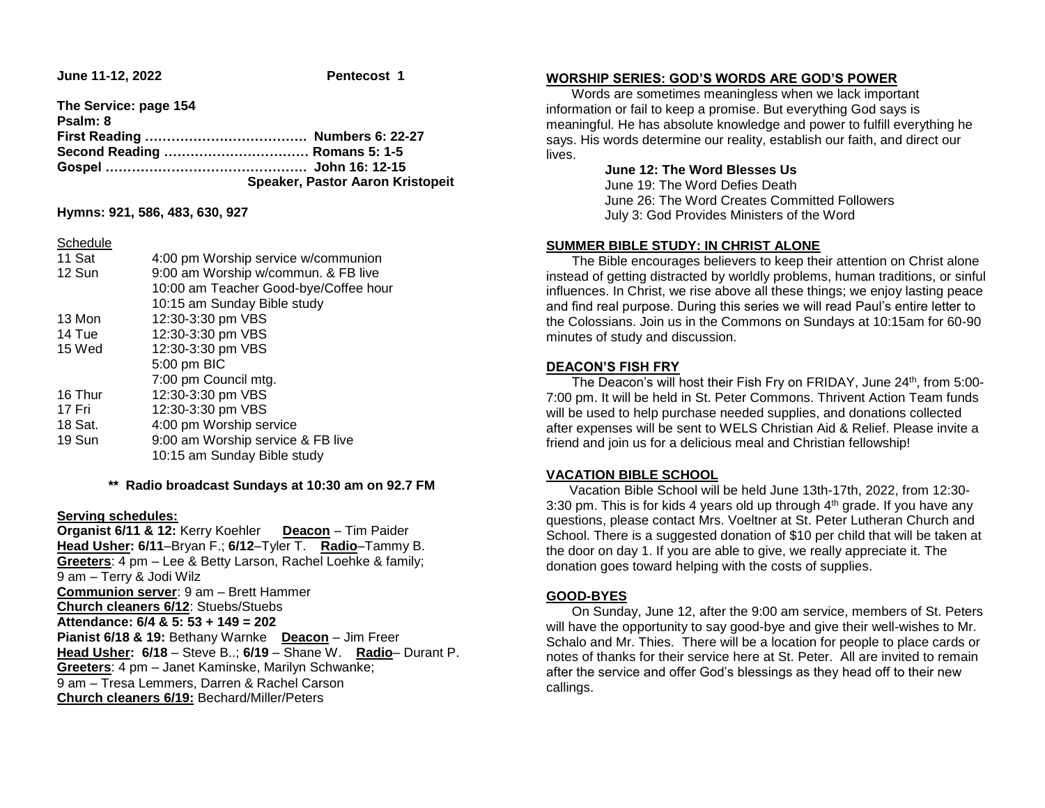**June 11-12, 2022** **Pentecost 1**

**The Service: page 154**
**Psalm: 8**
**First Reading ………………………………. Numbers 6: 22-27**
**Second Reading …………………………… Romans 5: 1-5**
**Gospel ………………………………………. John 16: 12-15**
**Speaker, Pastor Aaron Kristopeit**

**Hymns: 921, 586, 483, 630, 927**

Schedule

| | |
|---|---|
| 11 Sat | 4:00 pm Worship service w/communion |
| 12 Sun | 9:00 am Worship w/commun. & FB live |
| | 10:00 am Teacher Good-bye/Coffee hour |
| | 10:15 am Sunday Bible study |
| 13 Mon | 12:30-3:30 pm VBS |
| 14 Tue | 12:30-3:30 pm VBS |
| 15 Wed | 12:30-3:30 pm VBS |
| | 5:00 pm BIC |
| | 7:00 pm Council mtg. |
| 16 Thur | 12:30-3:30 pm VBS |
| 17 Fri | 12:30-3:30 pm VBS |
| 18 Sat. | 4:00 pm Worship service |
| 19 Sun | 9:00 am Worship service & FB live |
| | 10:15 am Sunday Bible study |

**\*\* Radio broadcast Sundays at 10:30 am on 92.7 FM**

**Serving schedules:**
**Organist 6/11 & 12:** Kerry Koehler **Deacon** – Tim Paider
**Head Usher: 6/11**–Bryan F.; **6/12**–Tyler T. **Radio**–Tammy B.
**Greeters**: 4 pm – Lee & Betty Larson, Rachel Loehke & family;
9 am – Terry & Jodi Wilz
**Communion server**: 9 am – Brett Hammer
**Church cleaners 6/12**: Stuebs/Stuebs
**Attendance: 6/4 & 5: 53 + 149 = 202**
**Pianist 6/18 & 19:** Bethany Warnke **Deacon** – Jim Freer
**Head Usher: 6/18** – Steve B..; **6/19** – Shane W. **Radio**– Durant P.
**Greeters**: 4 pm – Janet Kaminske, Marilyn Schwanke;
9 am – Tresa Lemmers, Darren & Rachel Carson
**Church cleaners 6/19:** Bechard/Miller/Peters

## WORSHIP SERIES: GOD'S WORDS ARE GOD'S POWER

Words are sometimes meaningless when we lack important information or fail to keep a promise. But everything God says is meaningful. He has absolute knowledge and power to fulfill everything he says. His words determine our reality, establish our faith, and direct our lives.

**June 12: The Word Blesses Us**
June 19: The Word Defies Death
June 26: The Word Creates Committed Followers
July 3: God Provides Ministers of the Word

## SUMMER BIBLE STUDY: IN CHRIST ALONE

The Bible encourages believers to keep their attention on Christ alone instead of getting distracted by worldly problems, human traditions, or sinful influences. In Christ, we rise above all these things; we enjoy lasting peace and find real purpose. During this series we will read Paul's entire letter to the Colossians. Join us in the Commons on Sundays at 10:15am for 60-90 minutes of study and discussion.

## DEACON'S FISH FRY

The Deacon's will host their Fish Fry on FRIDAY, June 24th, from 5:00-7:00 pm. It will be held in St. Peter Commons. Thrivent Action Team funds will be used to help purchase needed supplies, and donations collected after expenses will be sent to WELS Christian Aid & Relief. Please invite a friend and join us for a delicious meal and Christian fellowship!

## VACATION BIBLE SCHOOL

Vacation Bible School will be held June 13th-17th, 2022, from 12:30-3:30 pm. This is for kids 4 years old up through 4th grade. If you have any questions, please contact Mrs. Voeltner at St. Peter Lutheran Church and School. There is a suggested donation of $10 per child that will be taken at the door on day 1. If you are able to give, we really appreciate it. The donation goes toward helping with the costs of supplies.

## GOOD-BYES

On Sunday, June 12, after the 9:00 am service, members of St. Peters will have the opportunity to say good-bye and give their well-wishes to Mr. Schalo and Mr. Thies. There will be a location for people to place cards or notes of thanks for their service here at St. Peter. All are invited to remain after the service and offer God's blessings as they head off to their new callings.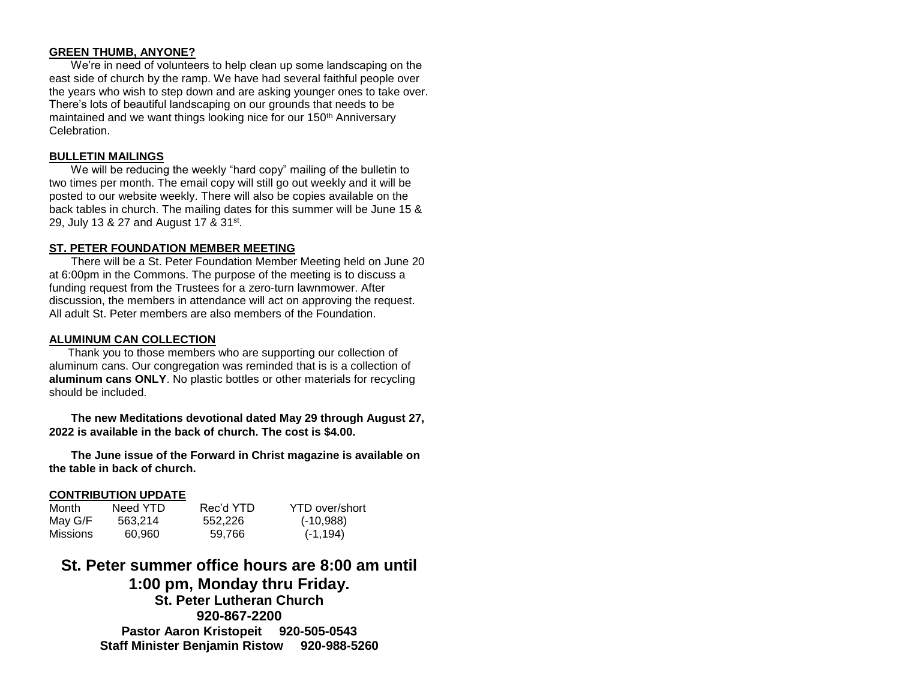**GREEN THUMB, ANYONE?**

We're in need of volunteers to help clean up some landscaping on the east side of church by the ramp. We have had several faithful people over the years who wish to step down and are asking younger ones to take over. There's lots of beautiful landscaping on our grounds that needs to be maintained and we want things looking nice for our 150th Anniversary Celebration.

**BULLETIN MAILINGS**

We will be reducing the weekly "hard copy" mailing of the bulletin to two times per month. The email copy will still go out weekly and it will be posted to our website weekly. There will also be copies available on the back tables in church. The mailing dates for this summer will be June 15 & 29, July 13 & 27 and August 17 & 31st.

**ST. PETER FOUNDATION MEMBER MEETING**

There will be a St. Peter Foundation Member Meeting held on June 20 at 6:00pm in the Commons. The purpose of the meeting is to discuss a funding request from the Trustees for a zero-turn lawnmower. After discussion, the members in attendance will act on approving the request. All adult St. Peter members are also members of the Foundation.

**ALUMINUM CAN COLLECTION**

Thank you to those members who are supporting our collection of aluminum cans. Our congregation was reminded that is is a collection of **aluminum cans ONLY**. No plastic bottles or other materials for recycling should be included.

**The new Meditations devotional dated May 29 through August 27, 2022 is available in the back of church. The cost is $4.00.**

**The June issue of the Forward in Christ magazine is available on the table in back of church.**

**CONTRIBUTION UPDATE**

| Month | Need YTD | Rec'd YTD | YTD over/short |
|---|---|---|---|
| May G/F | 563,214 | 552,226 | (-10,988) |
| Missions | 60,960 | 59,766 | (-1,194) |

## St. Peter summer office hours are 8:00 am until 1:00 pm, Monday thru Friday.

**St. Peter Lutheran Church**
**920-867-2200**
**Pastor Aaron Kristopeit 920-505-0543**
**Staff Minister Benjamin Ristow 920-988-5260**